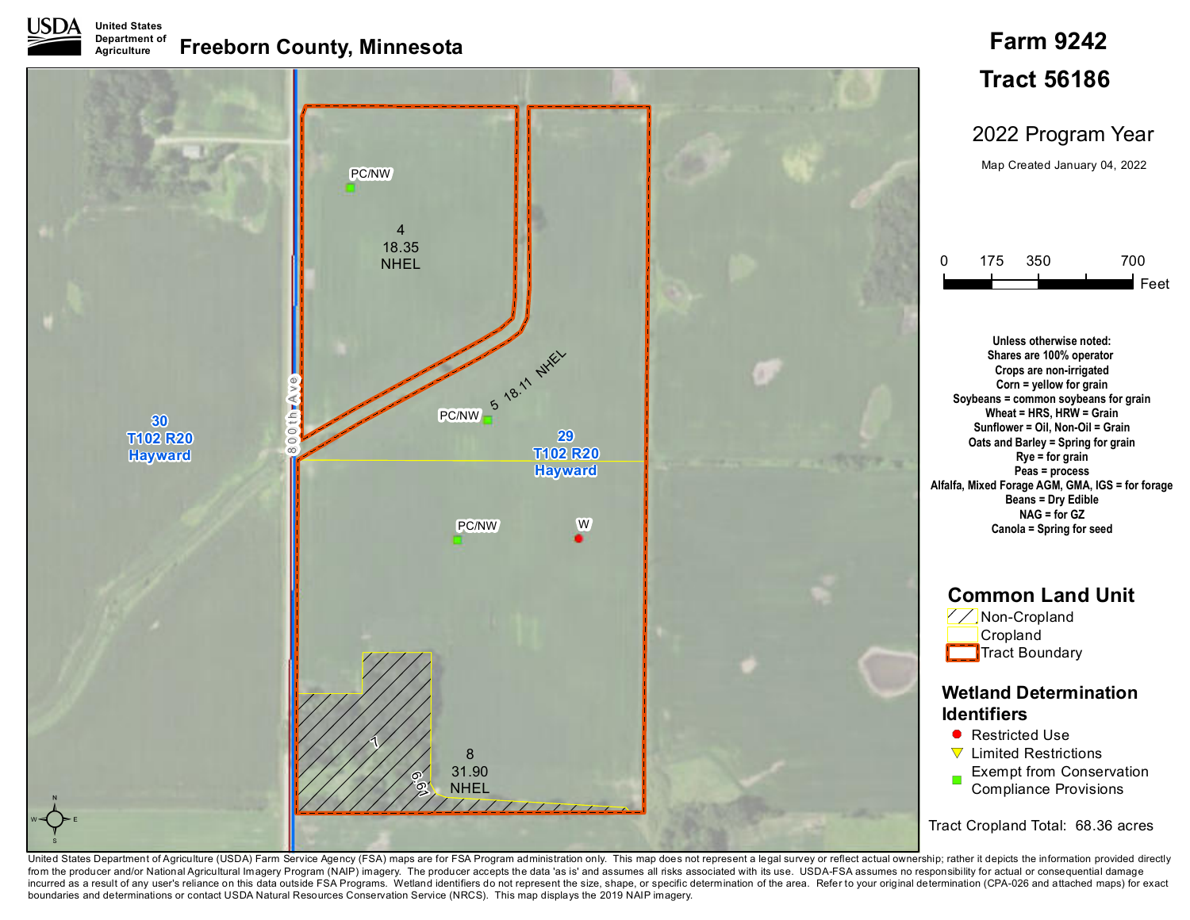USDA United States Department of Agriculture

# Freeborn County, Minnesota

## Farm 9242

## Tract 56186

2022 Program Year

Map Created January 04, 2022

PC/NW

4
18.35
NHEL

5 18.11 NHEL

PC/NW

30
T102 R20
Hayward

800th Ave

29
T102 R20
Hayward

PC/NW

W

7

6.61

8
31.90
NHEL

0 175 350 700 Feet

**Unless otherwise noted:**
**Shares are 100% operator**
**Crops are non-irrigated**
**Corn = yellow for grain**
**Soybeans = common soybeans for grain**
**Wheat = HRS, HRW = Grain**
**Sunflower = Oil, Non-Oil = Grain**
**Oats and Barley = Spring for grain**
**Rye = for grain**
**Peas = process**
**Alfalfa, Mixed Forage AGM, GMA, IGS = for forage**
**Beans = Dry Edible**
**NAG = for GZ**
**Canola = Spring for seed**

### Common Land Unit

- Non-Cropland
- Cropland
- Tract Boundary

### Wetland Determination Identifiers

- Restricted Use
- Limited Restrictions
- Exempt from Conservation Compliance Provisions

Tract Cropland Total: 68.36 acres

United States Department of Agriculture (USDA) Farm Service Agency (FSA) maps are for FSA Program administration only. This map does not represent a legal survey or reflect actual ownership; rather it depicts the information provided directly from the producer and/or National Agricultural Imagery Program (NAIP) imagery. The producer accepts the data 'as is' and assumes all risks associated with its use. USDA-FSA assumes no responsibility for actual or consequential damage incurred as a result of any user's reliance on this data outside FSA Programs. Wetland identifiers do not represent the size, shape, or specific determination of the area. Refer to your original determination (CPA-026 and attached maps) for exact boundaries and determinations or contact USDA Natural Resources Conservation Service (NRCS). This map displays the 2019 NAIP imagery.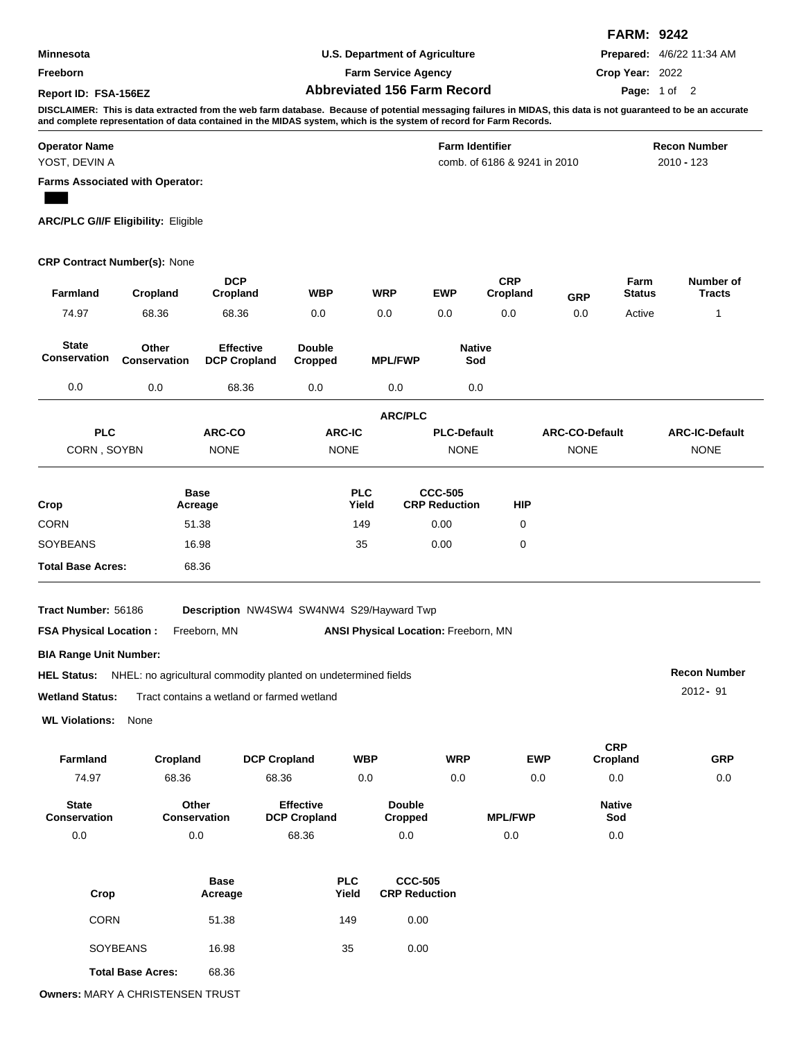**FARM: 9242**

| | | |
|---|---|---|
| Minnesota | U.S. Department of Agriculture | **Prepared:** 4/6/22 11:34 AM |
| Freeborn | Farm Service Agency | **Crop Year:** 2022 |
| **Report ID: FSA-156EZ** | **Abbreviated 156 Farm Record** | |

**DISCLAIMER: This is data extracted from the web farm database. Because of potential messaging failures in MIDAS, this data is not guaranteed to be an accurate and complete representation of data contained in the MIDAS system, which is the system of record for Farm Records.**

| Operator Name | Farm Identifier | Recon Number |
|---|---|---|
| YOST, DEVIN A | comb. of 6186 & 9241 in 2010 | 2010 - 123 |

**Farms Associated with Operator:**

**ARC/PLC G/I/F Eligibility:** Eligible

**CRP Contract Number(s):** None

| Farmland | Cropland | DCP Cropland | WBP | WRP | EWP | CRP Cropland | GRP | Farm Status | Number of Tracts |
|---|---|---|---|---|---|---|---|---|---|
| 74.97 | 68.36 | 68.36 | 0.0 | 0.0 | 0.0 | 0.0 | 0.0 | Active | 1 |

| State Conservation | Other Conservation | Effective DCP Cropland | Double Cropped | MPL/FWP | Native Sod |
|---|---|---|---|---|---|
| 0.0 | 0.0 | 68.36 | 0.0 | 0.0 | 0.0 |

**ARC/PLC**

| PLC | ARC-CO | ARC-IC | PLC-Default | ARC-CO-Default | ARC-IC-Default |
|---|---|---|---|---|---|
| CORN , SOYBN | NONE | NONE | NONE | NONE | NONE |

| Crop | Base Acreage | PLC Yield | CCC-505 CRP Reduction | HIP |
|---|---|---|---|---|
| CORN | 51.38 | 149 | 0.00 | 0 |
| SOYBEANS | 16.98 | 35 | 0.00 | 0 |
| **Total Base Acres:** | 68.36 | | | |

**Tract Number:** 56186 **Description** NW4SW4 SW4NW4 S29/Hayward Twp

**FSA Physical Location :** Freeborn, MN **ANSI Physical Location:** Freeborn, MN

**BIA Range Unit Number:**

**HEL Status:** NHEL: no agricultural commodity planted on undetermined fields

**Wetland Status:** Tract contains a wetland or farmed wetland

**WL Violations:** None

**Recon Number** 2012 - 91

| Farmland | Cropland | DCP Cropland | WBP | WRP | EWP | CRP Cropland | GRP |
|---|---|---|---|---|---|---|---|
| 74.97 | 68.36 | 68.36 | 0.0 | 0.0 | 0.0 | 0.0 | 0.0 |

| State Conservation | Other Conservation | Effective DCP Cropland | Double Cropped | MPL/FWP | Native Sod |
|---|---|---|---|---|---|
| 0.0 | 0.0 | 68.36 | 0.0 | 0.0 | 0.0 |

| Crop | Base Acreage | PLC Yield | CCC-505 CRP Reduction |
|---|---|---|---|
| CORN | 51.38 | 149 | 0.00 |
| SOYBEANS | 16.98 | 35 | 0.00 |
| **Total Base Acres:** | 68.36 | | |

**Owners:** MARY A CHRISTENSEN TRUST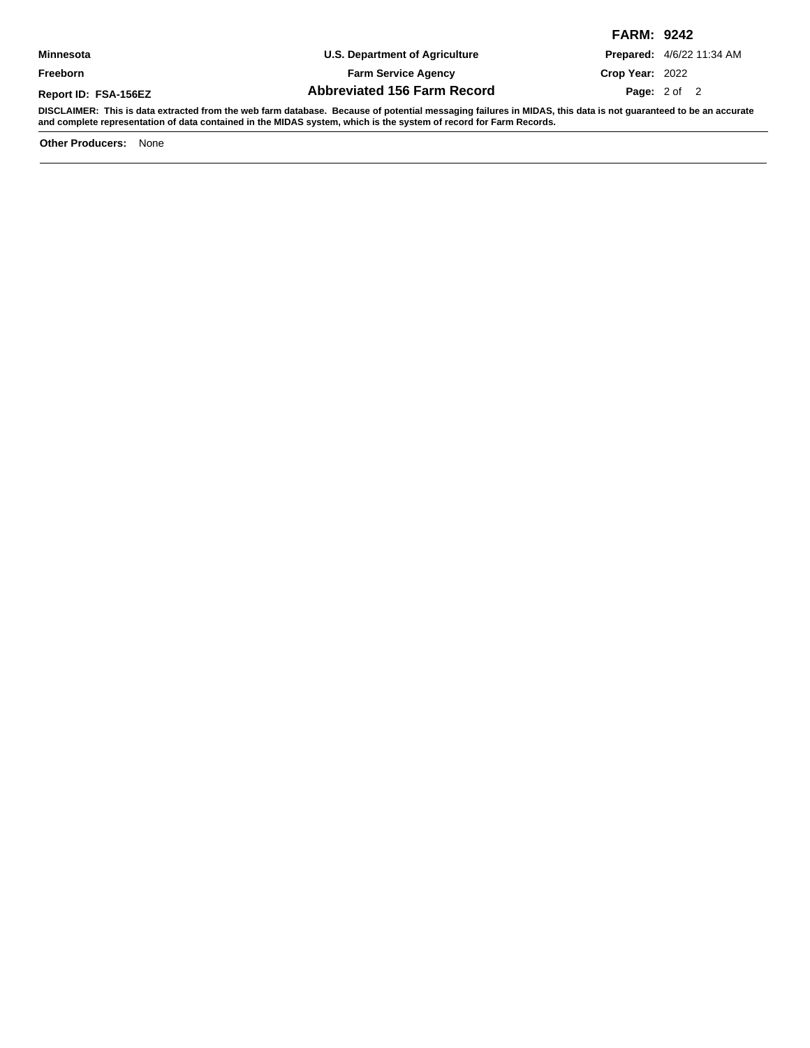**Other Producers:** None